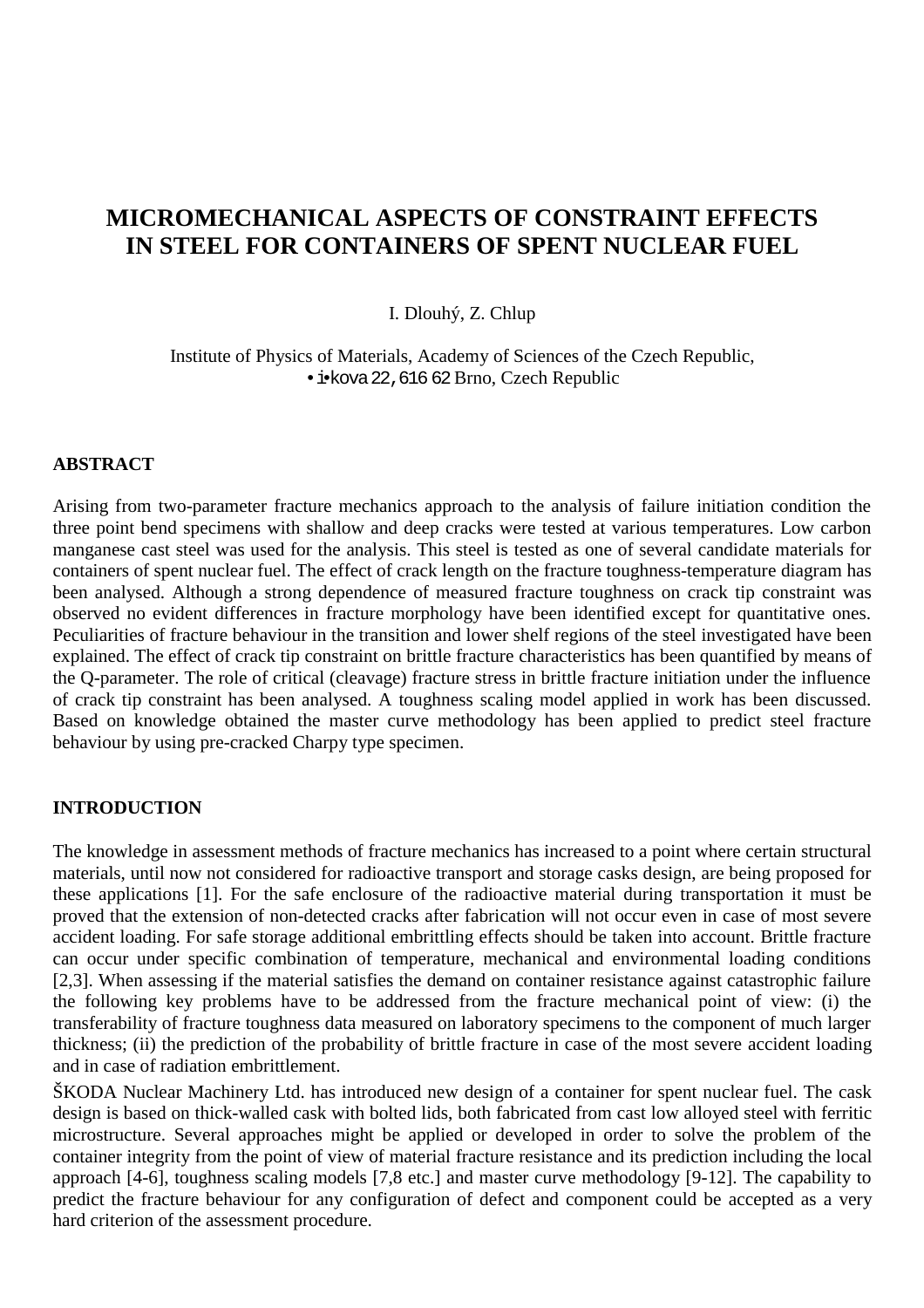# MICROMECHANICAL ASPECTS OF CONSTRAINT EFFECTS IN STEEL FOR CONTAINERS OF SPENT NUCLEAR FUEL

I. Dlouhý, Z. Chlup

Institute of Physics of Materials, Academy of Sciences of the Czech Republic,
• i•kova 22, 616 62 Brno, Czech Republic

## ABSTRACT

Arising from two-parameter fracture mechanics approach to the analysis of failure initiation condition the three point bend specimens with shallow and deep cracks were tested at various temperatures. Low carbon manganese cast steel was used for the analysis. This steel is tested as one of several candidate materials for containers of spent nuclear fuel. The effect of crack length on the fracture toughness-temperature diagram has been analysed. Although a strong dependence of measured fracture toughness on crack tip constraint was observed no evident differences in fracture morphology have been identified except for quantitative ones. Peculiarities of fracture behaviour in the transition and lower shelf regions of the steel investigated have been explained. The effect of crack tip constraint on brittle fracture characteristics has been quantified by means of the Q-parameter. The role of critical (cleavage) fracture stress in brittle fracture initiation under the influence of crack tip constraint has been analysed. A toughness scaling model applied in work has been discussed. Based on knowledge obtained the master curve methodology has been applied to predict steel fracture behaviour by using pre-cracked Charpy type specimen.

## INTRODUCTION

The knowledge in assessment methods of fracture mechanics has increased to a point where certain structural materials, until now not considered for radioactive transport and storage casks design, are being proposed for these applications [1]. For the safe enclosure of the radioactive material during transportation it must be proved that the extension of non-detected cracks after fabrication will not occur even in case of most severe accident loading. For safe storage additional embrittling effects should be taken into account. Brittle fracture can occur under specific combination of temperature, mechanical and environmental loading conditions [2,3]. When assessing if the material satisfies the demand on container resistance against catastrophic failure the following key problems have to be addressed from the fracture mechanical point of view: (i) the transferability of fracture toughness data measured on laboratory specimens to the component of much larger thickness; (ii) the prediction of the probability of brittle fracture in case of the most severe accident loading and in case of radiation embrittlement.

ŠKODA Nuclear Machinery Ltd. has introduced new design of a container for spent nuclear fuel. The cask design is based on thick-walled cask with bolted lids, both fabricated from cast low alloyed steel with ferritic microstructure. Several approaches might be applied or developed in order to solve the problem of the container integrity from the point of view of material fracture resistance and its prediction including the local approach [4-6], toughness scaling models [7,8 etc.] and master curve methodology [9-12]. The capability to predict the fracture behaviour for any configuration of defect and component could be accepted as a very hard criterion of the assessment procedure.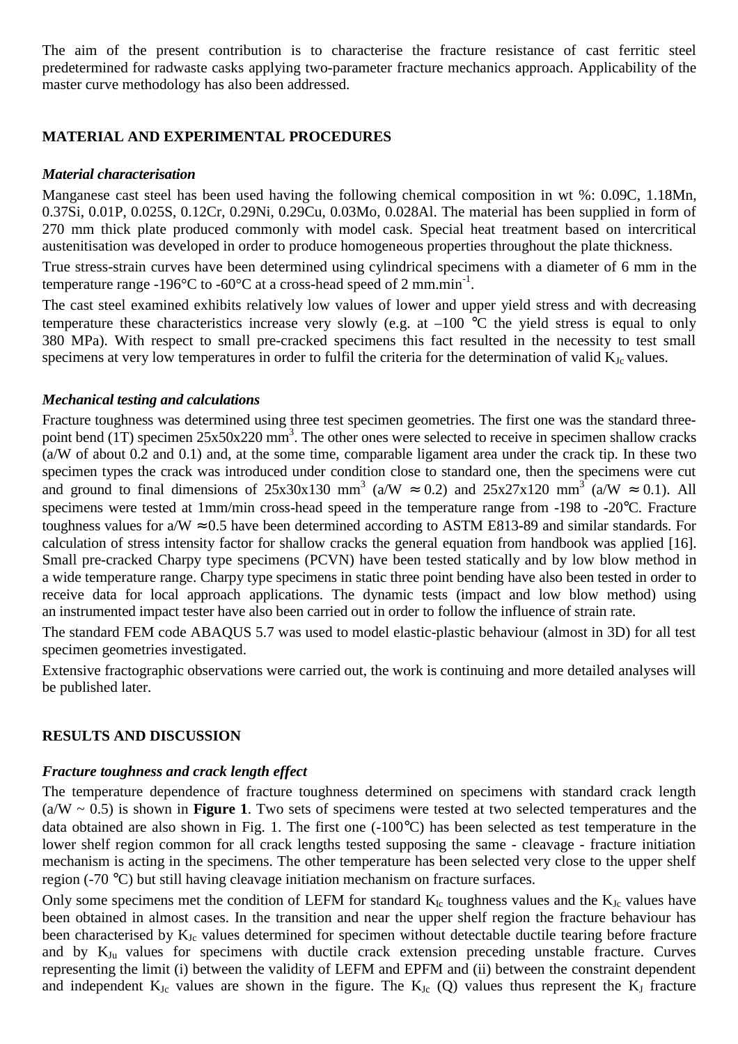The aim of the present contribution is to characterise the fracture resistance of cast ferritic steel predetermined for radwaste casks applying two-parameter fracture mechanics approach. Applicability of the master curve methodology has also been addressed.

## MATERIAL AND EXPERIMENTAL PROCEDURES

### *Material characterisation*

Manganese cast steel has been used having the following chemical composition in wt %: 0.09C, 1.18Mn, 0.37Si, 0.01P, 0.025S, 0.12Cr, 0.29Ni, 0.29Cu, 0.03Mo, 0.028Al. The material has been supplied in form of 270 mm thick plate produced commonly with model cask. Special heat treatment based on intercritical austenitisation was developed in order to produce homogeneous properties throughout the plate thickness.

True stress-strain curves have been determined using cylindrical specimens with a diameter of 6 mm in the temperature range -196°C to -60°C at a cross-head speed of 2 mm.min$^{-1}$.

The cast steel examined exhibits relatively low values of lower and upper yield stress and with decreasing temperature these characteristics increase very slowly (e.g. at –100 °C the yield stress is equal to only 380 MPa). With respect to small pre-cracked specimens this fact resulted in the necessity to test small specimens at very low temperatures in order to fulfil the criteria for the determination of valid $K_{Jc}$ values.

### *Mechanical testing and calculations*

Fracture toughness was determined using three test specimen geometries. The first one was the standard three-point bend (1T) specimen 25x50x220 mm$^3$. The other ones were selected to receive in specimen shallow cracks (a/W of about 0.2 and 0.1) and, at the some time, comparable ligament area under the crack tip. In these two specimen types the crack was introduced under condition close to standard one, then the specimens were cut and ground to final dimensions of 25x30x130 mm$^3$ (a/W $\approx$ 0.2) and 25x27x120 mm$^3$ (a/W $\approx$ 0.1). All specimens were tested at 1mm/min cross-head speed in the temperature range from -198 to -20°C. Fracture toughness values for a/W $\approx$0.5 have been determined according to ASTM E813-89 and similar standards. For calculation of stress intensity factor for shallow cracks the general equation from handbook was applied [16]. Small pre-cracked Charpy type specimens (PCVN) have been tested statically and by low blow method in a wide temperature range. Charpy type specimens in static three point bending have also been tested in order to receive data for local approach applications. The dynamic tests (impact and low blow method) using an instrumented impact tester have also been carried out in order to follow the influence of strain rate.

The standard FEM code ABAQUS 5.7 was used to model elastic-plastic behaviour (almost in 3D) for all test specimen geometries investigated.

Extensive fractographic observations were carried out, the work is continuing and more detailed analyses will be published later.

## RESULTS AND DISCUSSION

### *Fracture toughness and crack length effect*

The temperature dependence of fracture toughness determined on specimens with standard crack length (a/W ~ 0.5) is shown in **Figure 1**. Two sets of specimens were tested at two selected temperatures and the data obtained are also shown in Fig. 1. The first one (-100°C) has been selected as test temperature in the lower shelf region common for all crack lengths tested supposing the same - cleavage - fracture initiation mechanism is acting in the specimens. The other temperature has been selected very close to the upper shelf region (-70 °C) but still having cleavage initiation mechanism on fracture surfaces.

Only some specimens met the condition of LEFM for standard $K_{Ic}$ toughness values and the $K_{Jc}$ values have been obtained in almost cases. In the transition and near the upper shelf region the fracture behaviour has been characterised by $K_{Jc}$ values determined for specimen without detectable ductile tearing before fracture and by $K_{Ju}$ values for specimens with ductile crack extension preceding unstable fracture. Curves representing the limit (i) between the validity of LEFM and EPFM and (ii) between the constraint dependent and independent $K_{Jc}$ values are shown in the figure. The $K_{Jc}$ (Q) values thus represent the $K_J$ fracture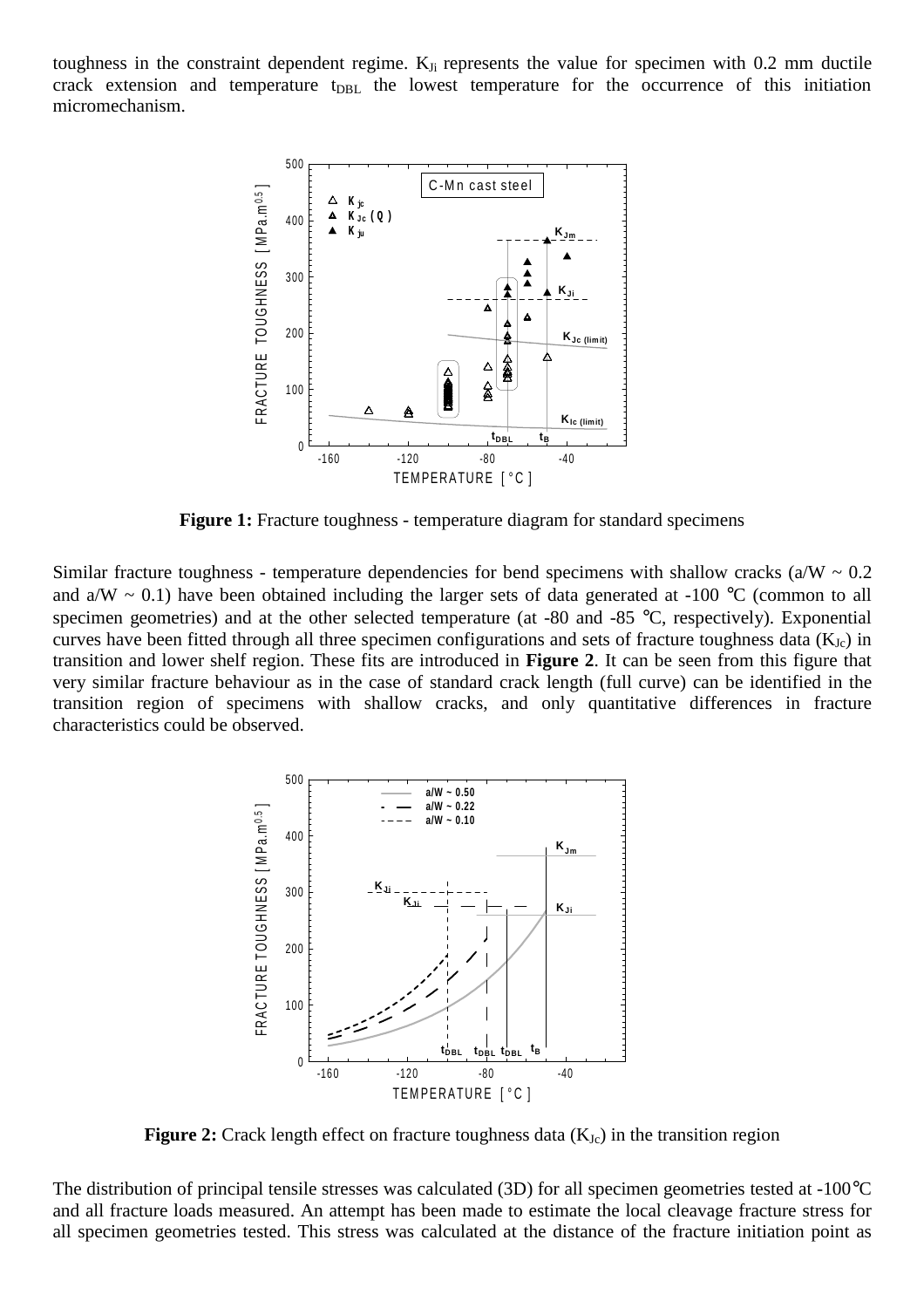toughness in the constraint dependent regime. $K_{Ji}$ represents the value for specimen with 0.2 mm ductile crack extension and temperature $t_{DBL}$ the lowest temperature for the occurrence of this initiation micromechanism.

500
400
300
200
100
0
FRACTURE TOUGHNESS [ MPa.m$^{0.5}$ ]
-160 -120 -80 -40
TEMPERATURE [ °C ]
C-Mn cast steel
$K_{Jc}$
$K_{Jc}$ (Q)
$K_{Ju}$
$K_{Jm}$
$K_{Ji}$
$K_{Jc\ (limit)}$
$K_{Ic\ (limit)}$
$t_{DBL}$
$t_B$

**Figure 1:** Fracture toughness - temperature diagram for standard specimens

Similar fracture toughness - temperature dependencies for bend specimens with shallow cracks (a/W ~ 0.2 and a/W ~ 0.1) have been obtained including the larger sets of data generated at -100 °C (common to all specimen geometries) and at the other selected temperature (at -80 and -85 °C, respectively). Exponential curves have been fitted through all three specimen configurations and sets of fracture toughness data ($K_{Jc}$) in transition and lower shelf region. These fits are introduced in **Figure 2**. It can be seen from this figure that very similar fracture behaviour as in the case of standard crack length (full curve) can be identified in the transition region of specimens with shallow cracks, and only quantitative differences in fracture characteristics could be observed.

500
400
300
200
100
0
FRACTURE TOUGHNESS [ MPa.m$^{0.5}$ ]
-160 -120 -80 -40
TEMPERATURE [ °C ]
a/W ~ 0.50
a/W ~ 0.22
a/W ~ 0.10
$K_{Jm}$
$K_{Ji}$
$K_{Ji}$
$K_{Ji}$
$t_{DBL}$ $t_{DBL}$ $t_{DBL}$ $t_B$

**Figure 2:** Crack length effect on fracture toughness data ($K_{Jc}$) in the transition region

The distribution of principal tensile stresses was calculated (3D) for all specimen geometries tested at -100°C and all fracture loads measured. An attempt has been made to estimate the local cleavage fracture stress for all specimen geometries tested. This stress was calculated at the distance of the fracture initiation point as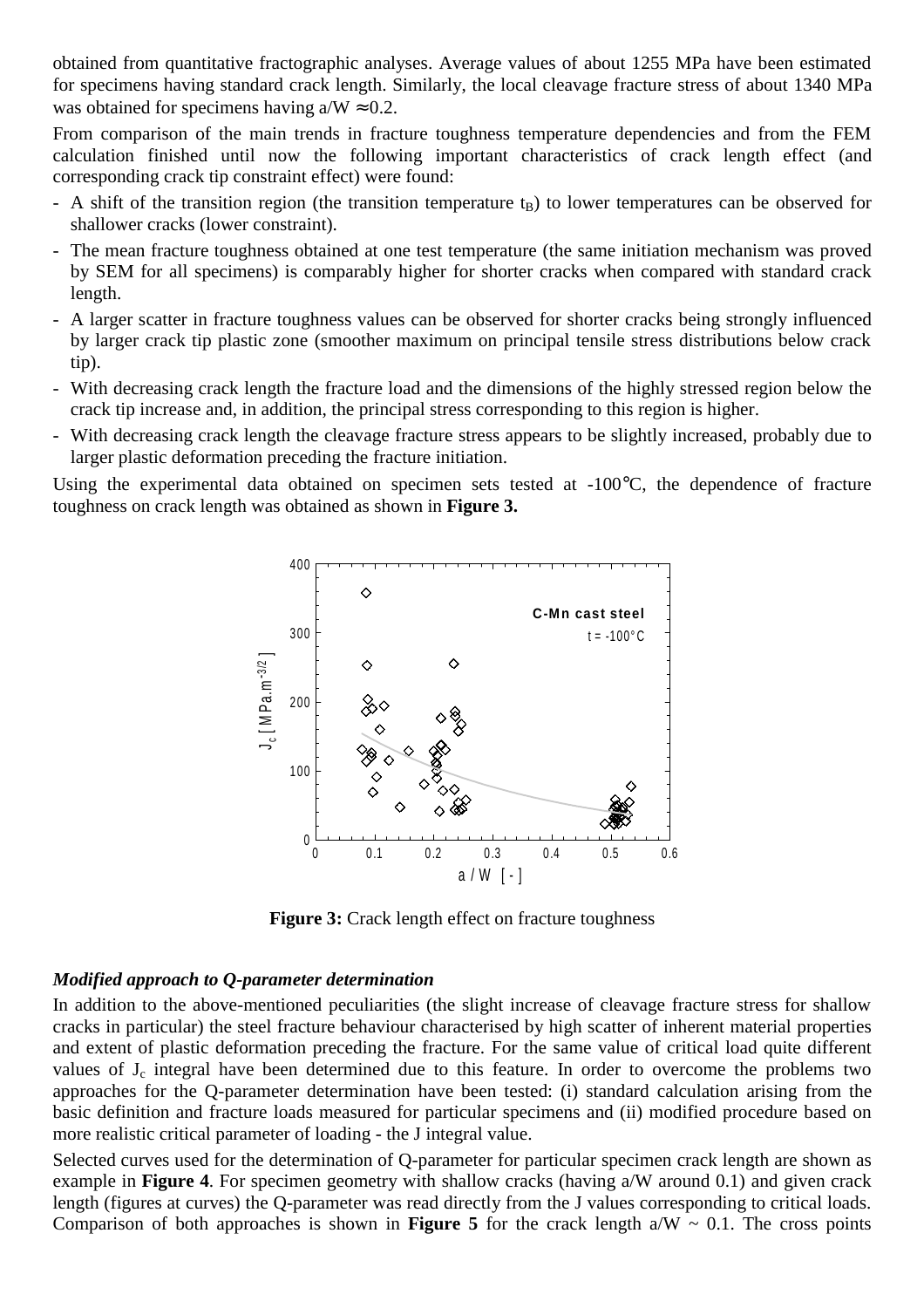obtained from quantitative fractographic analyses. Average values of about 1255 MPa have been estimated for specimens having standard crack length. Similarly, the local cleavage fracture stress of about 1340 MPa was obtained for specimens having $a/W \approx 0.2$.

From comparison of the main trends in fracture toughness temperature dependencies and from the FEM calculation finished until now the following important characteristics of crack length effect (and corresponding crack tip constraint effect) were found:

- A shift of the transition region (the transition temperature $t_B$) to lower temperatures can be observed for shallower cracks (lower constraint).
- The mean fracture toughness obtained at one test temperature (the same initiation mechanism was proved by SEM for all specimens) is comparably higher for shorter cracks when compared with standard crack length.
- A larger scatter in fracture toughness values can be observed for shorter cracks being strongly influenced by larger crack tip plastic zone (smoother maximum on principal tensile stress distributions below crack tip).
- With decreasing crack length the fracture load and the dimensions of the highly stressed region below the crack tip increase and, in addition, the principal stress corresponding to this region is higher.
- With decreasing crack length the cleavage fracture stress appears to be slightly increased, probably due to larger plastic deformation preceding the fracture initiation.

Using the experimental data obtained on specimen sets tested at -100°C, the dependence of fracture toughness on crack length was obtained as shown in **Figure 3.**

C-Mn cast steel
t = -100°C
$J_c$ [ MPa.m$^{-3/2}$ ]
400
300
200
100
0
0
0.1
0.2
0.3
0.4
0.5
0.6
a / W [ - ]

**Figure 3:** Crack length effect on fracture toughness

### *Modified approach to Q-parameter determination*

In addition to the above-mentioned peculiarities (the slight increase of cleavage fracture stress for shallow cracks in particular) the steel fracture behaviour characterised by high scatter of inherent material properties and extent of plastic deformation preceding the fracture. For the same value of critical load quite different values of $J_c$ integral have been determined due to this feature. In order to overcome the problems two approaches for the Q-parameter determination have been tested: (i) standard calculation arising from the basic definition and fracture loads measured for particular specimens and (ii) modified procedure based on more realistic critical parameter of loading - the J integral value.

Selected curves used for the determination of Q-parameter for particular specimen crack length are shown as example in **Figure 4**. For specimen geometry with shallow cracks (having a/W around 0.1) and given crack length (figures at curves) the Q-parameter was read directly from the J values corresponding to critical loads. Comparison of both approaches is shown in **Figure 5** for the crack length $a/W \sim 0.1$. The cross points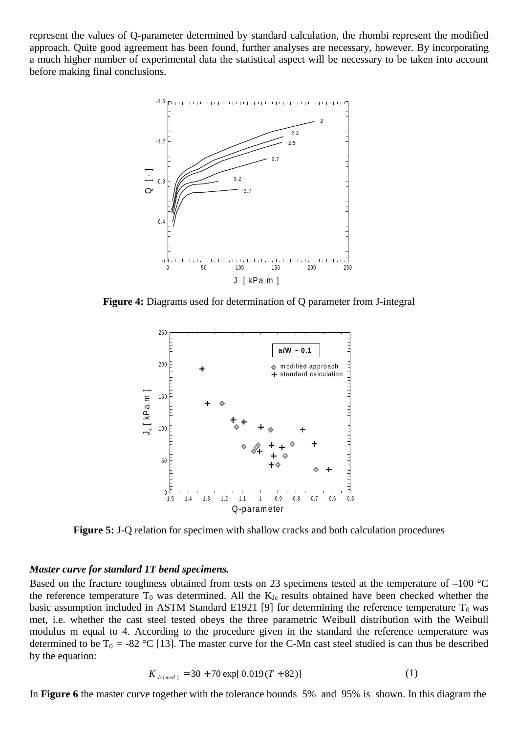represent the values of Q-parameter determined by standard calculation, the rhombi represent the modified approach. Quite good agreement has been found, further analyses are necessary, however. By incorporating a much higher number of experimental data the statistical aspect will be necessary to be taken into account before making final conclusions.

-1.6
-1.2
-0.8
-0.4
0
Q [ - ]
0 50 100 150 200 250
J [ kPa.m ]
2
2.3
2.5
2.7
3.2
3.7

**Figure 4:** Diagrams used for determination of Q parameter from J-integral

250
200
150
100
50
0
$J_c$ [ kPa.m ]
-1.5 -1.4 -1.3 -1.2 -1.1 -1 -0.9 -0.8 -0.7 -0.6 -0.5
Q-parameter
a/W ~ 0.1
modified approach
standard calculation

**Figure 5:** J-Q relation for specimen with shallow cracks and both calculation procedures

### *Master curve for standard 1T bend specimens.*

Based on the fracture toughness obtained from tests on 23 specimens tested at the temperature of –100 °C the reference temperature $T_0$ was determined. All the $K_{Jc}$ results obtained have been checked whether the basic assumption included in ASTM Standard E1921 [9] for determining the reference temperature $T_0$ was met, i.e. whether the cast steel tested obeys the three parametric Weibull distribution with the Weibull modulus m equal to 4. According to the procedure given in the standard the reference temperature was determined to be $T_0$ = -82 °C [13]. The master curve for the C-Mn cast steel studied is can thus be described by the equation:

$$K_{Jc(med)} = 30 + 70 \exp[\,0.019\,(T + 82)] \qquad (1)$$

In **Figure 6** the master curve together with the tolerance bounds 5% and 95% is shown. In this diagram the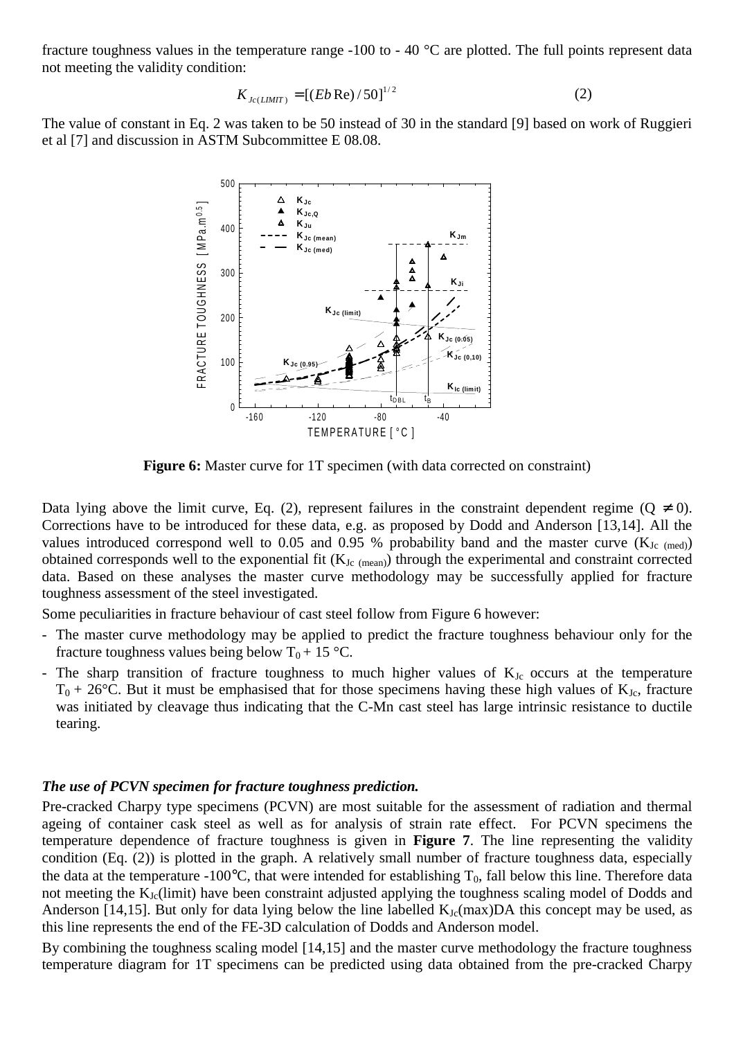fracture toughness values in the temperature range -100 to - 40 °C are plotted. The full points represent data not meeting the validity condition:

$$K_{Jc(LIMIT)} = [(Eb\,\mathrm{Re})/50]^{1/2} \qquad (2)$$

The value of constant in Eq. 2 was taken to be 50 instead of 30 in the standard [9] based on work of Ruggieri et al [7] and discussion in ASTM Subcommittee E 08.08.

500
400
300
200
100
0
FRACTURE TOUGHNESS [MPa.m$^{0.5}$]
-160
-120
-80
-40
TEMPERATURE [°C]
$K_{Jc}$
$K_{Jc,Q}$
$K_{Ju}$
$K_{Jc\ (mean)}$
$K_{Jc\ (med)}$
$K_{Jm}$
$K_{Ji}$
$K_{Jc\ (limit)}$
$K_{Jc\ (0.05)}$
$K_{Jc\ (0,10)}$
$K_{Jc\ (0.95)}$
$K_{Ic\ (limit)}$
$t_{DBL}$
$t_B$

**Figure 6:** Master curve for 1T specimen (with data corrected on constraint)

Data lying above the limit curve, Eq. (2), represent failures in the constraint dependent regime ($Q \neq 0$). Corrections have to be introduced for these data, e.g. as proposed by Dodd and Anderson [13,14]. All the values introduced correspond well to 0.05 and 0.95 % probability band and the master curve ($K_{Jc\ (med)}$) obtained corresponds well to the exponential fit ($K_{Jc\ (mean)}$) through the experimental and constraint corrected data. Based on these analyses the master curve methodology may be successfully applied for fracture toughness assessment of the steel investigated.

Some peculiarities in fracture behaviour of cast steel follow from Figure 6 however:

- The master curve methodology may be applied to predict the fracture toughness behaviour only for the fracture toughness values being below $T_0 + 15$ °C.
- The sharp transition of fracture toughness to much higher values of $K_{Jc}$ occurs at the temperature $T_0 + 26$°C. But it must be emphasised that for those specimens having these high values of $K_{Jc}$, fracture was initiated by cleavage thus indicating that the C-Mn cast steel has large intrinsic resistance to ductile tearing.

### *The use of PCVN specimen for fracture toughness prediction.*

Pre-cracked Charpy type specimens (PCVN) are most suitable for the assessment of radiation and thermal ageing of container cask steel as well as for analysis of strain rate effect. For PCVN specimens the temperature dependence of fracture toughness is given in **Figure 7**. The line representing the validity condition (Eq. (2)) is plotted in the graph. A relatively small number of fracture toughness data, especially the data at the temperature -100°C, that were intended for establishing $T_0$, fall below this line. Therefore data not meeting the $K_{Jc}$(limit) have been constraint adjusted applying the toughness scaling model of Dodds and Anderson [14,15]. But only for data lying below the line labelled $K_{Jc}$(max)DA this concept may be used, as this line represents the end of the FE-3D calculation of Dodds and Anderson model.

By combining the toughness scaling model [14,15] and the master curve methodology the fracture toughness temperature diagram for 1T specimens can be predicted using data obtained from the pre-cracked Charpy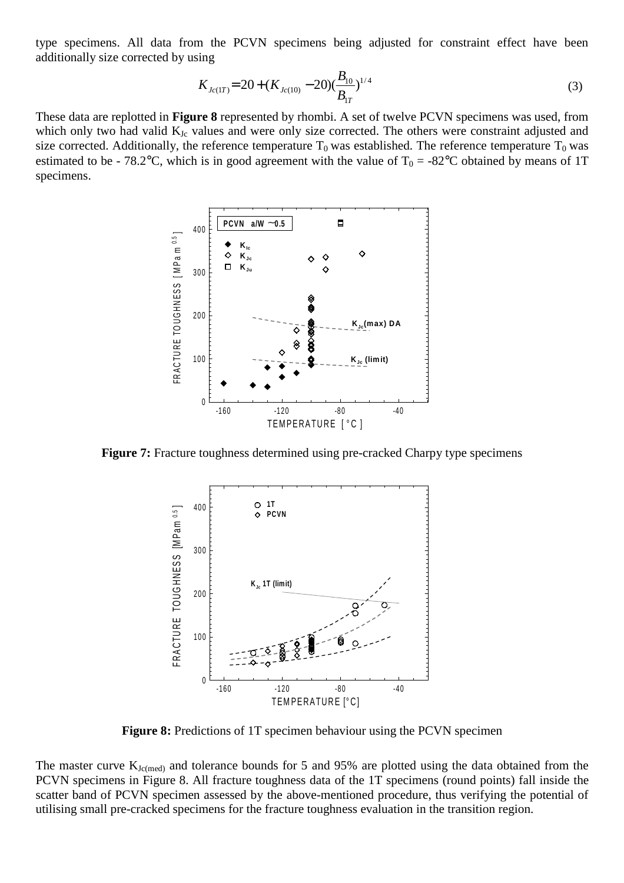type specimens. All data from the PCVN specimens being adjusted for constraint effect have been additionally size corrected by using

$$K_{Jc(1T)} = 20 + (K_{Jc(10)} - 20)(\frac{B_{10}}{B_{1T}})^{1/4} \tag{3}$$

These data are replotted in **Figure 8** represented by rhombi. A set of twelve PCVN specimens was used, from which only two had valid $K_{Jc}$ values and were only size corrected. The others were constraint adjusted and size corrected. Additionally, the reference temperature $T_0$ was established. The reference temperature $T_0$ was estimated to be - 78.2°C, which is in good agreement with the value of $T_0$ = -82°C obtained by means of 1T specimens.

PCVN a/W ~0.5

$K_{Ic}$

$K_{Jc}$

$K_{Ju}$

$K_{Jc}$(max) DA

$K_{Jc}$ (limit)

FRACTURE TOUGHNESS [MPa m $^{0.5}$]

TEMPERATURE [°C]

0
100
200
300
400

-160
-120
-80
-40

**Figure 7:** Fracture toughness determined using pre-cracked Charpy type specimens

1T

PCVN

$K_{Jc}$ 1T (limit)

FRACTURE TOUGHNESS [MPam $^{0.5}$]

TEMPERATURE [°C]

0
100
200
300
400

-160
-120
-80
-40

**Figure 8:** Predictions of 1T specimen behaviour using the PCVN specimen

The master curve $K_{Jc(med)}$ and tolerance bounds for 5 and 95% are plotted using the data obtained from the PCVN specimens in Figure 8. All fracture toughness data of the 1T specimens (round points) fall inside the scatter band of PCVN specimen assessed by the above-mentioned procedure, thus verifying the potential of utilising small pre-cracked specimens for the fracture toughness evaluation in the transition region.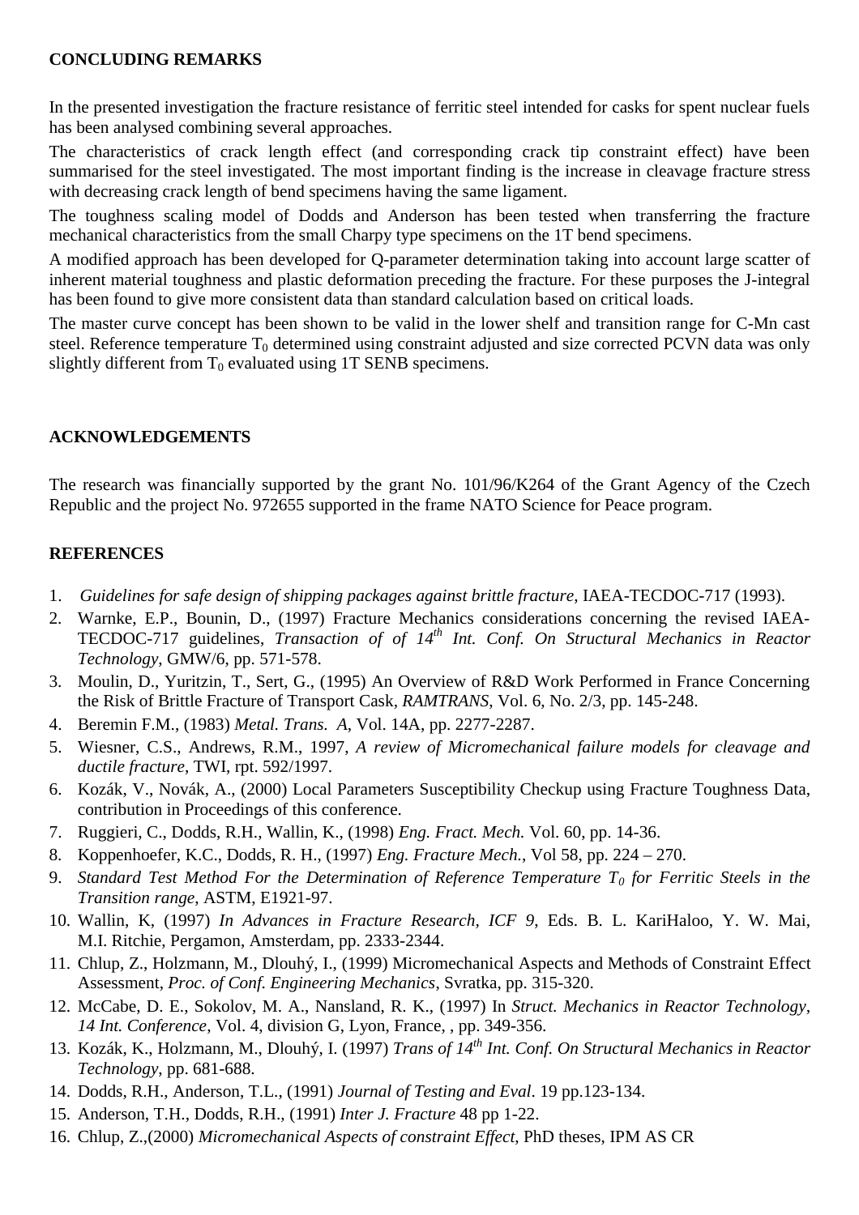## CONCLUDING REMARKS

In the presented investigation the fracture resistance of ferritic steel intended for casks for spent nuclear fuels has been analysed combining several approaches.

The characteristics of crack length effect (and corresponding crack tip constraint effect) have been summarised for the steel investigated. The most important finding is the increase in cleavage fracture stress with decreasing crack length of bend specimens having the same ligament.

The toughness scaling model of Dodds and Anderson has been tested when transferring the fracture mechanical characteristics from the small Charpy type specimens on the 1T bend specimens.

A modified approach has been developed for Q-parameter determination taking into account large scatter of inherent material toughness and plastic deformation preceding the fracture. For these purposes the J-integral has been found to give more consistent data than standard calculation based on critical loads.

The master curve concept has been shown to be valid in the lower shelf and transition range for C-Mn cast steel. Reference temperature $T_0$ determined using constraint adjusted and size corrected PCVN data was only slightly different from $T_0$ evaluated using 1T SENB specimens.

## ACKNOWLEDGEMENTS

The research was financially supported by the grant No. 101/96/K264 of the Grant Agency of the Czech Republic and the project No. 972655 supported in the frame NATO Science for Peace program.

## REFERENCES

1. *Guidelines for safe design of shipping packages against brittle fracture*, IAEA-TECDOC-717 (1993).
2. Warnke, E.P., Bounin, D., (1997) Fracture Mechanics considerations concerning the revised IAEA-TECDOC-717 guidelines, *Transaction of of 14th Int. Conf. On Structural Mechanics in Reactor Technology*, GMW/6, pp. 571-578.
3. Moulin, D., Yuritzin, T., Sert, G., (1995) An Overview of R&D Work Performed in France Concerning the Risk of Brittle Fracture of Transport Cask, *RAMTRANS*, Vol. 6, No. 2/3, pp. 145-248.
4. Beremin F.M., (1983) *Metal. Trans. A*, Vol. 14A, pp. 2277-2287.
5. Wiesner, C.S., Andrews, R.M., 1997, *A review of Micromechanical failure models for cleavage and ductile fracture*, TWI, rpt. 592/1997.
6. Kozák, V., Novák, A., (2000) Local Parameters Susceptibility Checkup using Fracture Toughness Data, contribution in Proceedings of this conference.
7. Ruggieri, C., Dodds, R.H., Wallin, K., (1998) *Eng. Fract. Mech.* Vol. 60, pp. 14-36.
8. Koppenhoefer, K.C., Dodds, R. H., (1997) *Eng. Fracture Mech.*, Vol 58, pp. 224 – 270.
9. *Standard Test Method For the Determination of Reference Temperature $T_0$ for Ferritic Steels in the Transition range*, ASTM, E1921-97.
10. Wallin, K, (1997) *In Advances in Fracture Research, ICF 9*, Eds. B. L. KariHaloo, Y. W. Mai, M.I. Ritchie, Pergamon, Amsterdam, pp. 2333-2344.
11. Chlup, Z., Holzmann, M., Dlouhý, I., (1999) Micromechanical Aspects and Methods of Constraint Effect Assessment, *Proc. of Conf. Engineering Mechanics*, Svratka, pp. 315-320.
12. McCabe, D. E., Sokolov, M. A., Nansland, R. K., (1997) In *Struct. Mechanics in Reactor Technology, 14 Int. Conference*, Vol. 4, division G, Lyon, France, , pp. 349-356.
13. Kozák, K., Holzmann, M., Dlouhý, I. (1997) *Trans of 14th Int. Conf. On Structural Mechanics in Reactor Technology*, pp. 681-688.
14. Dodds, R.H., Anderson, T.L., (1991) *Journal of Testing and Eval*. 19 pp.123-134.
15. Anderson, T.H., Dodds, R.H., (1991) *Inter J. Fracture* 48 pp 1-22.
16. Chlup, Z.,(2000) *Micromechanical Aspects of constraint Effect*, PhD theses, IPM AS CR